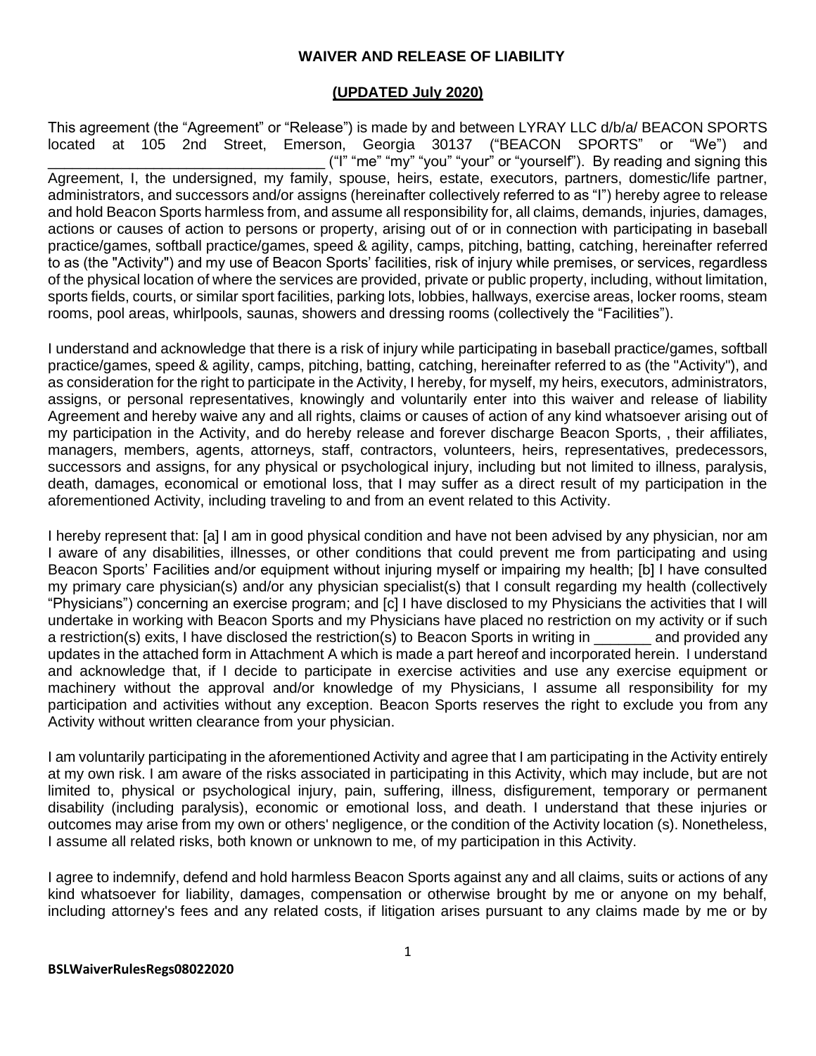# WAIVER AND RELEASE OF LIABILITY

## (UPDATED July 2020)

This agreement (the "Agreement" or "Release") is made by and between LYRAY LLC d/b/a/ BEACON SPORTS located at 105 2nd Street, Emerson, Georgia 30137 ("BEACON SPORTS" or "We") and ________________________________ ("I" "me" "my" "you" "your" or "yourself"). By reading and signing this Agreement, I, the undersigned, my family, spouse, heirs, estate, executors, partners, domestic/life partner, administrators, and successors and/or assigns (hereinafter collectively referred to as "I") hereby agree to release and hold Beacon Sports harmless from, and assume all responsibility for, all claims, demands, injuries, damages, actions or causes of action to persons or property, arising out of or in connection with participating in baseball practice/games, softball practice/games, speed & agility, camps, pitching, batting, catching, hereinafter referred to as (the "Activity") and my use of Beacon Sports' facilities, risk of injury while premises, or services, regardless of the physical location of where the services are provided, private or public property, including, without limitation, sports fields, courts, or similar sport facilities, parking lots, lobbies, hallways, exercise areas, locker rooms, steam rooms, pool areas, whirlpools, saunas, showers and dressing rooms (collectively the "Facilities").

I understand and acknowledge that there is a risk of injury while participating in baseball practice/games, softball practice/games, speed & agility, camps, pitching, batting, catching, hereinafter referred to as (the "Activity"), and as consideration for the right to participate in the Activity, I hereby, for myself, my heirs, executors, administrators, assigns, or personal representatives, knowingly and voluntarily enter into this waiver and release of liability Agreement and hereby waive any and all rights, claims or causes of action of any kind whatsoever arising out of my participation in the Activity, and do hereby release and forever discharge Beacon Sports, , their affiliates, managers, members, agents, attorneys, staff, contractors, volunteers, heirs, representatives, predecessors, successors and assigns, for any physical or psychological injury, including but not limited to illness, paralysis, death, damages, economical or emotional loss, that I may suffer as a direct result of my participation in the aforementioned Activity, including traveling to and from an event related to this Activity.

I hereby represent that: [a] I am in good physical condition and have not been advised by any physician, nor am I aware of any disabilities, illnesses, or other conditions that could prevent me from participating and using Beacon Sports' Facilities and/or equipment without injuring myself or impairing my health; [b] I have consulted my primary care physician(s) and/or any physician specialist(s) that I consult regarding my health (collectively "Physicians") concerning an exercise program; and [c] I have disclosed to my Physicians the activities that I will undertake in working with Beacon Sports and my Physicians have placed no restriction on my activity or if such a restriction(s) exits, I have disclosed the restriction(s) to Beacon Sports in writing in _______ and provided any updates in the attached form in Attachment A which is made a part hereof and incorporated herein. I understand and acknowledge that, if I decide to participate in exercise activities and use any exercise equipment or machinery without the approval and/or knowledge of my Physicians, I assume all responsibility for my participation and activities without any exception. Beacon Sports reserves the right to exclude you from any Activity without written clearance from your physician.

I am voluntarily participating in the aforementioned Activity and agree that I am participating in the Activity entirely at my own risk. I am aware of the risks associated in participating in this Activity, which may include, but are not limited to, physical or psychological injury, pain, suffering, illness, disfigurement, temporary or permanent disability (including paralysis), economic or emotional loss, and death. I understand that these injuries or outcomes may arise from my own or others' negligence, or the condition of the Activity location (s). Nonetheless, I assume all related risks, both known or unknown to me, of my participation in this Activity.

I agree to indemnify, defend and hold harmless Beacon Sports against any and all claims, suits or actions of any kind whatsoever for liability, damages, compensation or otherwise brought by me or anyone on my behalf, including attorney's fees and any related costs, if litigation arises pursuant to any claims made by me or by

BSLWaiverRulesRegs08022020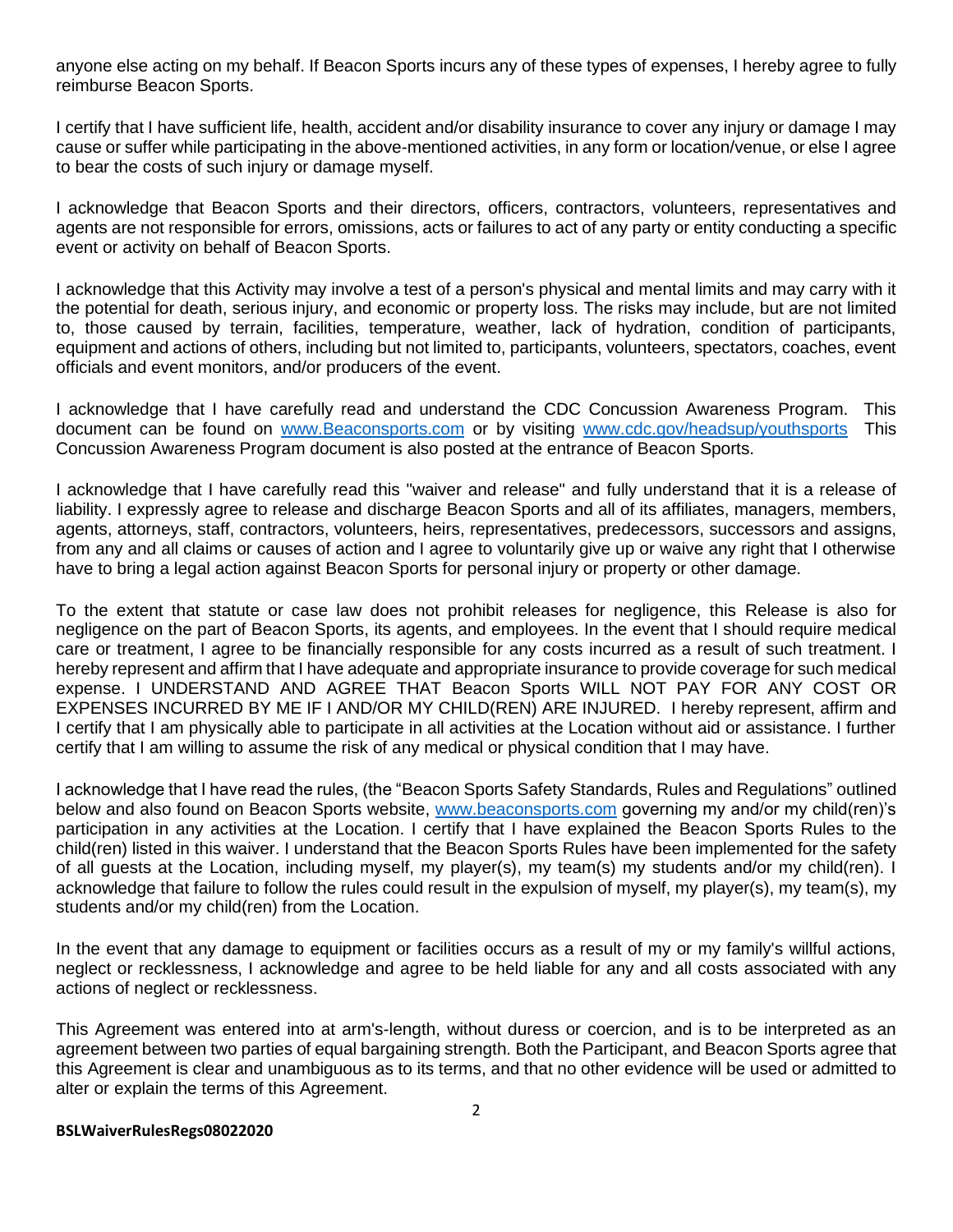anyone else acting on my behalf. If Beacon Sports incurs any of these types of expenses, I hereby agree to fully reimburse Beacon Sports.

I certify that I have sufficient life, health, accident and/or disability insurance to cover any injury or damage I may cause or suffer while participating in the above-mentioned activities, in any form or location/venue, or else I agree to bear the costs of such injury or damage myself.

I acknowledge that Beacon Sports and their directors, officers, contractors, volunteers, representatives and agents are not responsible for errors, omissions, acts or failures to act of any party or entity conducting a specific event or activity on behalf of Beacon Sports.

I acknowledge that this Activity may involve a test of a person's physical and mental limits and may carry with it the potential for death, serious injury, and economic or property loss. The risks may include, but are not limited to, those caused by terrain, facilities, temperature, weather, lack of hydration, condition of participants, equipment and actions of others, including but not limited to, participants, volunteers, spectators, coaches, event officials and event monitors, and/or producers of the event.

I acknowledge that I have carefully read and understand the CDC Concussion Awareness Program. This document can be found on [www.Beaconsports.com](http://www.Beaconsports.com) or by visiting [www.cdc.gov/headsup/youthsports](http://www.cdc.gov/headsup/youthsports) This Concussion Awareness Program document is also posted at the entrance of Beacon Sports.

I acknowledge that I have carefully read this "waiver and release" and fully understand that it is a release of liability. I expressly agree to release and discharge Beacon Sports and all of its affiliates, managers, members, agents, attorneys, staff, contractors, volunteers, heirs, representatives, predecessors, successors and assigns, from any and all claims or causes of action and I agree to voluntarily give up or waive any right that I otherwise have to bring a legal action against Beacon Sports for personal injury or property or other damage.

To the extent that statute or case law does not prohibit releases for negligence, this Release is also for negligence on the part of Beacon Sports, its agents, and employees. In the event that I should require medical care or treatment, I agree to be financially responsible for any costs incurred as a result of such treatment. I hereby represent and affirm that I have adequate and appropriate insurance to provide coverage for such medical expense. I UNDERSTAND AND AGREE THAT Beacon Sports WILL NOT PAY FOR ANY COST OR EXPENSES INCURRED BY ME IF I AND/OR MY CHILD(REN) ARE INJURED. I hereby represent, affirm and I certify that I am physically able to participate in all activities at the Location without aid or assistance. I further certify that I am willing to assume the risk of any medical or physical condition that I may have.

I acknowledge that I have read the rules, (the "Beacon Sports Safety Standards, Rules and Regulations" outlined below and also found on Beacon Sports website, [www.beaconsports.com](http://www.beaconsports.com) governing my and/or my child(ren)'s participation in any activities at the Location. I certify that I have explained the Beacon Sports Rules to the child(ren) listed in this waiver. I understand that the Beacon Sports Rules have been implemented for the safety of all guests at the Location, including myself, my player(s), my team(s) my students and/or my child(ren). I acknowledge that failure to follow the rules could result in the expulsion of myself, my player(s), my team(s), my students and/or my child(ren) from the Location.

In the event that any damage to equipment or facilities occurs as a result of my or my family's willful actions, neglect or recklessness, I acknowledge and agree to be held liable for any and all costs associated with any actions of neglect or recklessness.

This Agreement was entered into at arm's-length, without duress or coercion, and is to be interpreted as an agreement between two parties of equal bargaining strength. Both the Participant, and Beacon Sports agree that this Agreement is clear and unambiguous as to its terms, and that no other evidence will be used or admitted to alter or explain the terms of this Agreement.

**BSLWaiverRulesRegs08022020**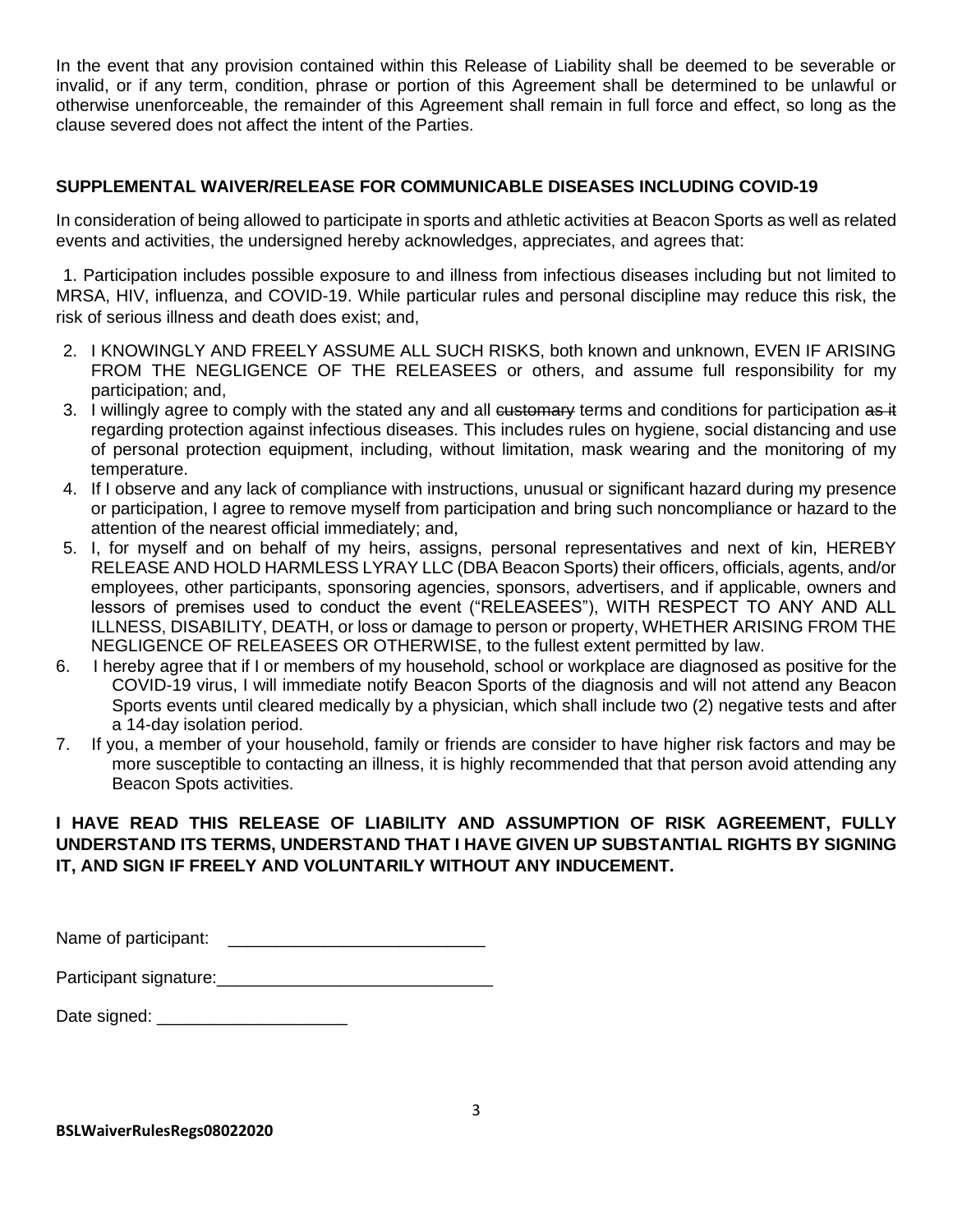In the event that any provision contained within this Release of Liability shall be deemed to be severable or invalid, or if any term, condition, phrase or portion of this Agreement shall be determined to be unlawful or otherwise unenforceable, the remainder of this Agreement shall remain in full force and effect, so long as the clause severed does not affect the intent of the Parties.

**SUPPLEMENTAL WAIVER/RELEASE FOR COMMUNICABLE DISEASES INCLUDING COVID-19**

In consideration of being allowed to participate in sports and athletic activities at Beacon Sports as well as related events and activities, the undersigned hereby acknowledges, appreciates, and agrees that:

1. Participation includes possible exposure to and illness from infectious diseases including but not limited to MRSA, HIV, influenza, and COVID-19. While particular rules and personal discipline may reduce this risk, the risk of serious illness and death does exist; and,
2. I KNOWINGLY AND FREELY ASSUME ALL SUCH RISKS, both known and unknown, EVEN IF ARISING FROM THE NEGLIGENCE OF THE RELEASEES or others, and assume full responsibility for my participation; and,
3. I willingly agree to comply with the stated any and all ~~customary~~ terms and conditions for participation ~~as it~~ regarding protection against infectious diseases. This includes rules on hygiene, social distancing and use of personal protection equipment, including, without limitation, mask wearing and the monitoring of my temperature.
4. If I observe and any lack of compliance with instructions, unusual or significant hazard during my presence or participation, I agree to remove myself from participation and bring such noncompliance or hazard to the attention of the nearest official immediately; and,
5. I, for myself and on behalf of my heirs, assigns, personal representatives and next of kin, HEREBY RELEASE AND HOLD HARMLESS LYRAY LLC (DBA Beacon Sports) their officers, officials, agents, and/or employees, other participants, sponsoring agencies, sponsors, advertisers, and if applicable, owners and lessors of premises used to conduct the event ("RELEASEES"), WITH RESPECT TO ANY AND ALL ILLNESS, DISABILITY, DEATH, or loss or damage to person or property, WHETHER ARISING FROM THE NEGLIGENCE OF RELEASEES OR OTHERWISE, to the fullest extent permitted by law.
6. I hereby agree that if I or members of my household, school or workplace are diagnosed as positive for the COVID-19 virus, I will immediate notify Beacon Sports of the diagnosis and will not attend any Beacon Sports events until cleared medically by a physician, which shall include two (2) negative tests and after a 14-day isolation period.
7. If you, a member of your household, family or friends are consider to have higher risk factors and may be more susceptible to contacting an illness, it is highly recommended that that person avoid attending any Beacon Spots activities.

**I HAVE READ THIS RELEASE OF LIABILITY AND ASSUMPTION OF RISK AGREEMENT, FULLY UNDERSTAND ITS TERMS, UNDERSTAND THAT I HAVE GIVEN UP SUBSTANTIAL RIGHTS BY SIGNING IT, AND SIGN IF FREELY AND VOLUNTARILY WITHOUT ANY INDUCEMENT.**

Name of participant: ___________________________

Participant signature:_____________________________

Date signed: ____________________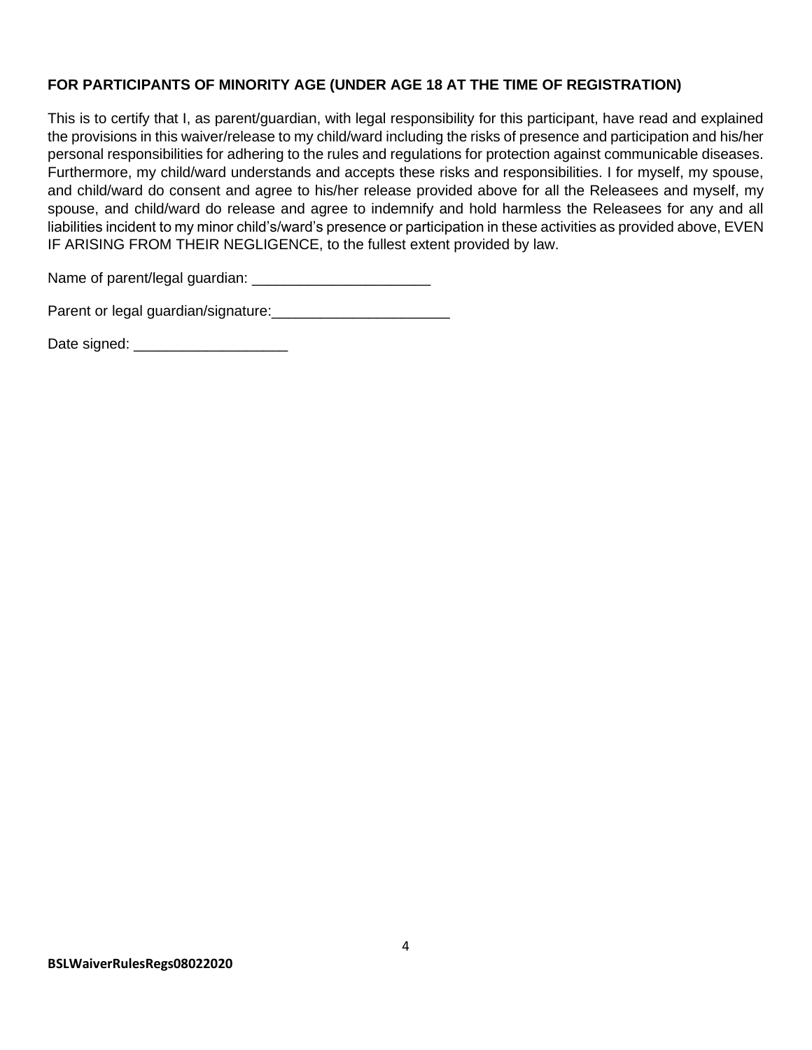**FOR PARTICIPANTS OF MINORITY AGE (UNDER AGE 18 AT THE TIME OF REGISTRATION)**

This is to certify that I, as parent/guardian, with legal responsibility for this participant, have read and explained the provisions in this waiver/release to my child/ward including the risks of presence and participation and his/her personal responsibilities for adhering to the rules and regulations for protection against communicable diseases. Furthermore, my child/ward understands and accepts these risks and responsibilities. I for myself, my spouse, and child/ward do consent and agree to his/her release provided above for all the Releasees and myself, my spouse, and child/ward do release and agree to indemnify and hold harmless the Releasees for any and all liabilities incident to my minor child's/ward's presence or participation in these activities as provided above, EVEN IF ARISING FROM THEIR NEGLIGENCE, to the fullest extent provided by law.

Name of parent/legal guardian: ______________________

Parent or legal guardian/signature:______________________

Date signed: ___________________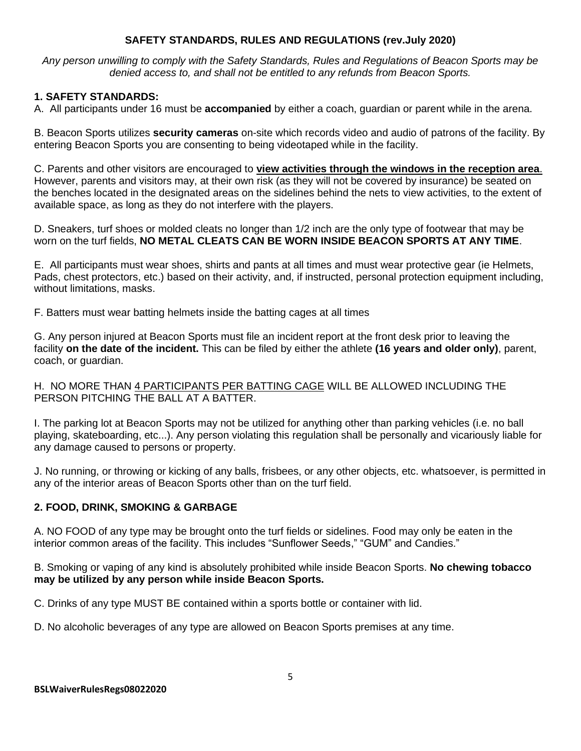**SAFETY STANDARDS, RULES AND REGULATIONS (rev.July 2020)**

*Any person unwilling to comply with the Safety Standards, Rules and Regulations of Beacon Sports may be denied access to, and shall not be entitled to any refunds from Beacon Sports.*

## 1. SAFETY STANDARDS:

A. All participants under 16 must be **accompanied** by either a coach, guardian or parent while in the arena.

B. Beacon Sports utilizes **security cameras** on-site which records video and audio of patrons of the facility. By entering Beacon Sports you are consenting to being videotaped while in the facility.

C. Parents and other visitors are encouraged to **view activities through the windows in the reception area**. However, parents and visitors may, at their own risk (as they will not be covered by insurance) be seated on the benches located in the designated areas on the sidelines behind the nets to view activities, to the extent of available space, as long as they do not interfere with the players.

D. Sneakers, turf shoes or molded cleats no longer than 1/2 inch are the only type of footwear that may be worn on the turf fields, **NO METAL CLEATS CAN BE WORN INSIDE BEACON SPORTS AT ANY TIME**.

E. All participants must wear shoes, shirts and pants at all times and must wear protective gear (ie Helmets, Pads, chest protectors, etc.) based on their activity, and, if instructed, personal protection equipment including, without limitations, masks.

F. Batters must wear batting helmets inside the batting cages at all times

G. Any person injured at Beacon Sports must file an incident report at the front desk prior to leaving the facility **on the date of the incident.** This can be filed by either the athlete **(16 years and older only)**, parent, coach, or guardian.

H. NO MORE THAN 4 PARTICIPANTS PER BATTING CAGE WILL BE ALLOWED INCLUDING THE PERSON PITCHING THE BALL AT A BATTER.

I. The parking lot at Beacon Sports may not be utilized for anything other than parking vehicles (i.e. no ball playing, skateboarding, etc...). Any person violating this regulation shall be personally and vicariously liable for any damage caused to persons or property.

J. No running, or throwing or kicking of any balls, frisbees, or any other objects, etc. whatsoever, is permitted in any of the interior areas of Beacon Sports other than on the turf field.

## 2. FOOD, DRINK, SMOKING & GARBAGE

A. NO FOOD of any type may be brought onto the turf fields or sidelines. Food may only be eaten in the interior common areas of the facility. This includes "Sunflower Seeds," "GUM" and Candies."

B. Smoking or vaping of any kind is absolutely prohibited while inside Beacon Sports. **No chewing tobacco may be utilized by any person while inside Beacon Sports.**

C. Drinks of any type MUST BE contained within a sports bottle or container with lid.

D. No alcoholic beverages of any type are allowed on Beacon Sports premises at any time.

**BSLWaiverRulesRegs08022020**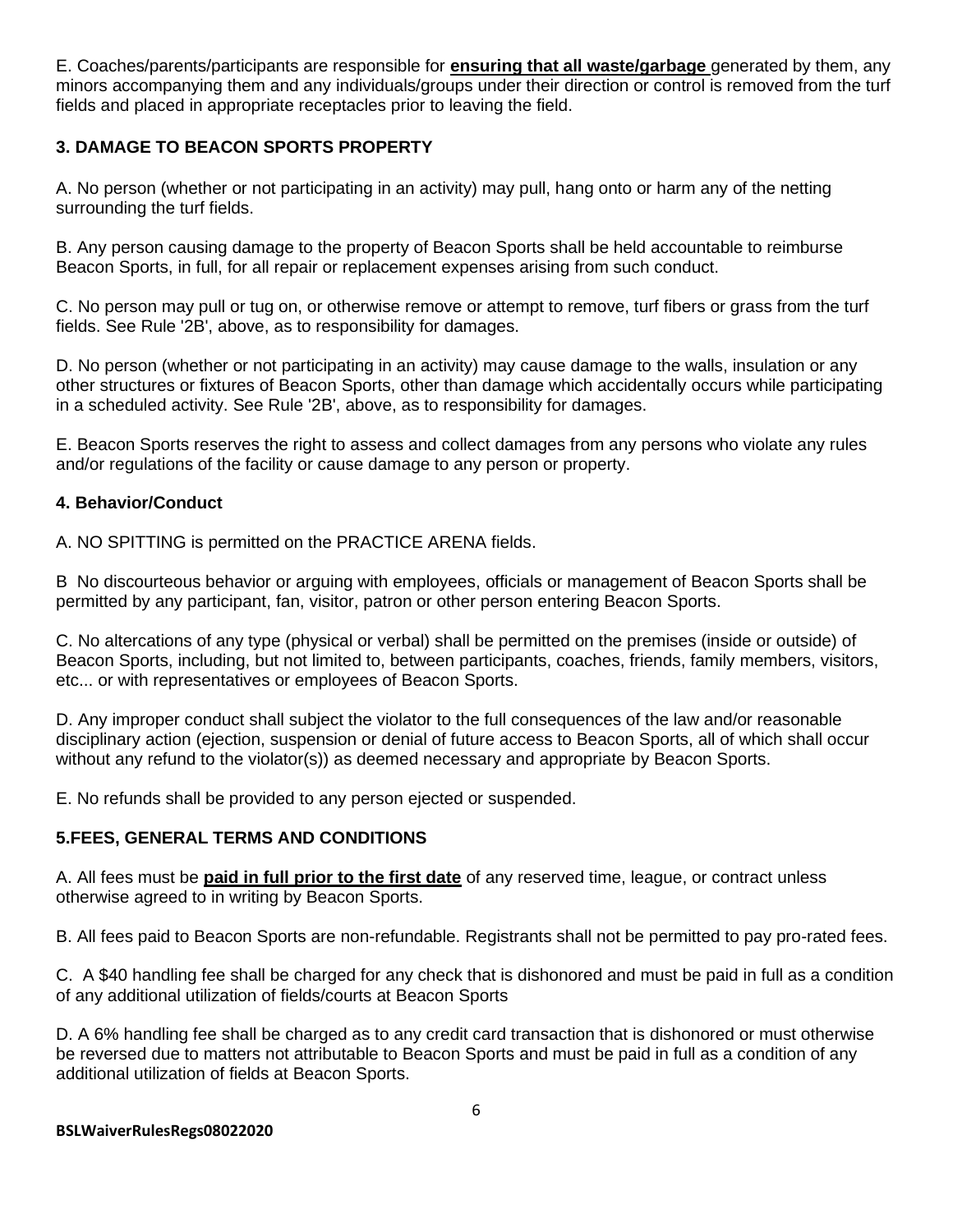E. Coaches/parents/participants are responsible for **ensuring that all waste/garbage** generated by them, any minors accompanying them and any individuals/groups under their direction or control is removed from the turf fields and placed in appropriate receptacles prior to leaving the field.

### 3. DAMAGE TO BEACON SPORTS PROPERTY

A. No person (whether or not participating in an activity) may pull, hang onto or harm any of the netting surrounding the turf fields.

B. Any person causing damage to the property of Beacon Sports shall be held accountable to reimburse Beacon Sports, in full, for all repair or replacement expenses arising from such conduct.

C. No person may pull or tug on, or otherwise remove or attempt to remove, turf fibers or grass from the turf fields. See Rule '2B', above, as to responsibility for damages.

D. No person (whether or not participating in an activity) may cause damage to the walls, insulation or any other structures or fixtures of Beacon Sports, other than damage which accidentally occurs while participating in a scheduled activity. See Rule '2B', above, as to responsibility for damages.

E. Beacon Sports reserves the right to assess and collect damages from any persons who violate any rules and/or regulations of the facility or cause damage to any person or property.

### 4. Behavior/Conduct

A. NO SPITTING is permitted on the PRACTICE ARENA fields.

B No discourteous behavior or arguing with employees, officials or management of Beacon Sports shall be permitted by any participant, fan, visitor, patron or other person entering Beacon Sports.

C. No altercations of any type (physical or verbal) shall be permitted on the premises (inside or outside) of Beacon Sports, including, but not limited to, between participants, coaches, friends, family members, visitors, etc... or with representatives or employees of Beacon Sports.

D. Any improper conduct shall subject the violator to the full consequences of the law and/or reasonable disciplinary action (ejection, suspension or denial of future access to Beacon Sports, all of which shall occur without any refund to the violator(s)) as deemed necessary and appropriate by Beacon Sports.

E. No refunds shall be provided to any person ejected or suspended.

### 5.FEES, GENERAL TERMS AND CONDITIONS

A. All fees must be **paid in full prior to the first date** of any reserved time, league, or contract unless otherwise agreed to in writing by Beacon Sports.

B. All fees paid to Beacon Sports are non-refundable. Registrants shall not be permitted to pay pro-rated fees.

C. A $40 handling fee shall be charged for any check that is dishonored and must be paid in full as a condition of any additional utilization of fields/courts at Beacon Sports

D. A 6% handling fee shall be charged as to any credit card transaction that is dishonored or must otherwise be reversed due to matters not attributable to Beacon Sports and must be paid in full as a condition of any additional utilization of fields at Beacon Sports.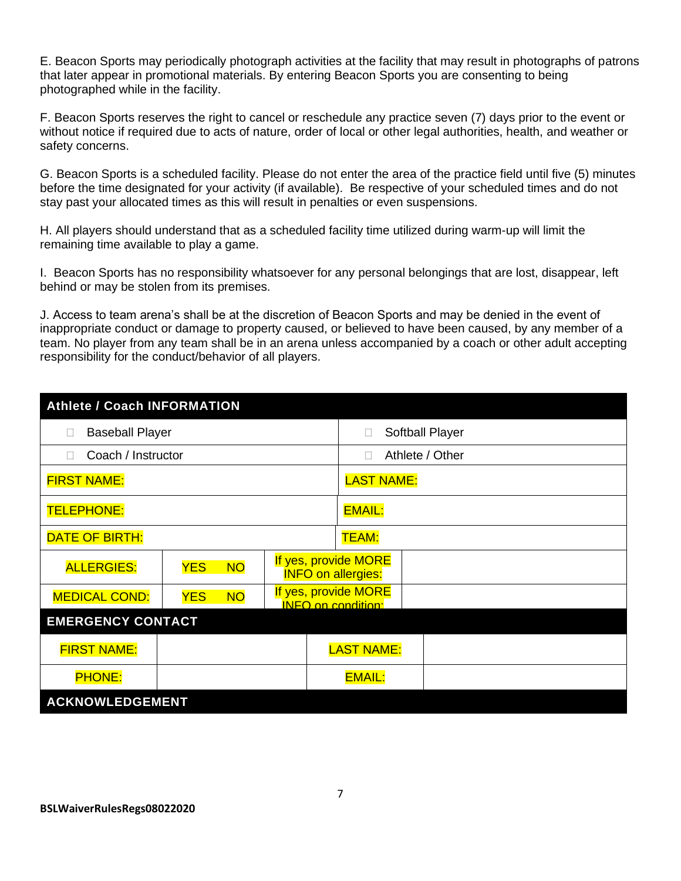E. Beacon Sports may periodically photograph activities at the facility that may result in photographs of patrons that later appear in promotional materials. By entering Beacon Sports you are consenting to being photographed while in the facility.

F. Beacon Sports reserves the right to cancel or reschedule any practice seven (7) days prior to the event or without notice if required due to acts of nature, order of local or other legal authorities, health, and weather or safety concerns.

G. Beacon Sports is a scheduled facility. Please do not enter the area of the practice field until five (5) minutes before the time designated for your activity (if available). Be respective of your scheduled times and do not stay past your allocated times as this will result in penalties or even suspensions.

H. All players should understand that as a scheduled facility time utilized during warm-up will limit the remaining time available to play a game.

I. Beacon Sports has no responsibility whatsoever for any personal belongings that are lost, disappear, left behind or may be stolen from its premises.

J. Access to team arena's shall be at the discretion of Beacon Sports and may be denied in the event of inappropriate conduct or damage to property caused, or believed to have been caused, by any member of a team. No player from any team shall be in an arena unless accompanied by a coach or other adult accepting responsibility for the conduct/behavior of all players.

| **Athlete / Coach INFORMATION** | | | |
|---|---|---|---|
| ☐ Baseball Player | | ☐ Softball Player | |
| ☐ Coach / Instructor | | ☐ Athlete / Other | |
| FIRST NAME: | | LAST NAME: | |
| TELEPHONE: | | EMAIL: | |
| DATE OF BIRTH: | | TEAM: | |
| ALLERGIES: | YES NO | If yes, provide MORE INFO on allergies: | |
| MEDICAL COND: | YES NO | If yes, provide MORE INFO on condition: | |

| **EMERGENCY CONTACT** | | | |
|---|---|---|---|
| FIRST NAME: | | LAST NAME: | |
| PHONE: | | EMAIL: | |

| **ACKNOWLEDGEMENT** |
|---|

BSLWaiverRulesRegs08022020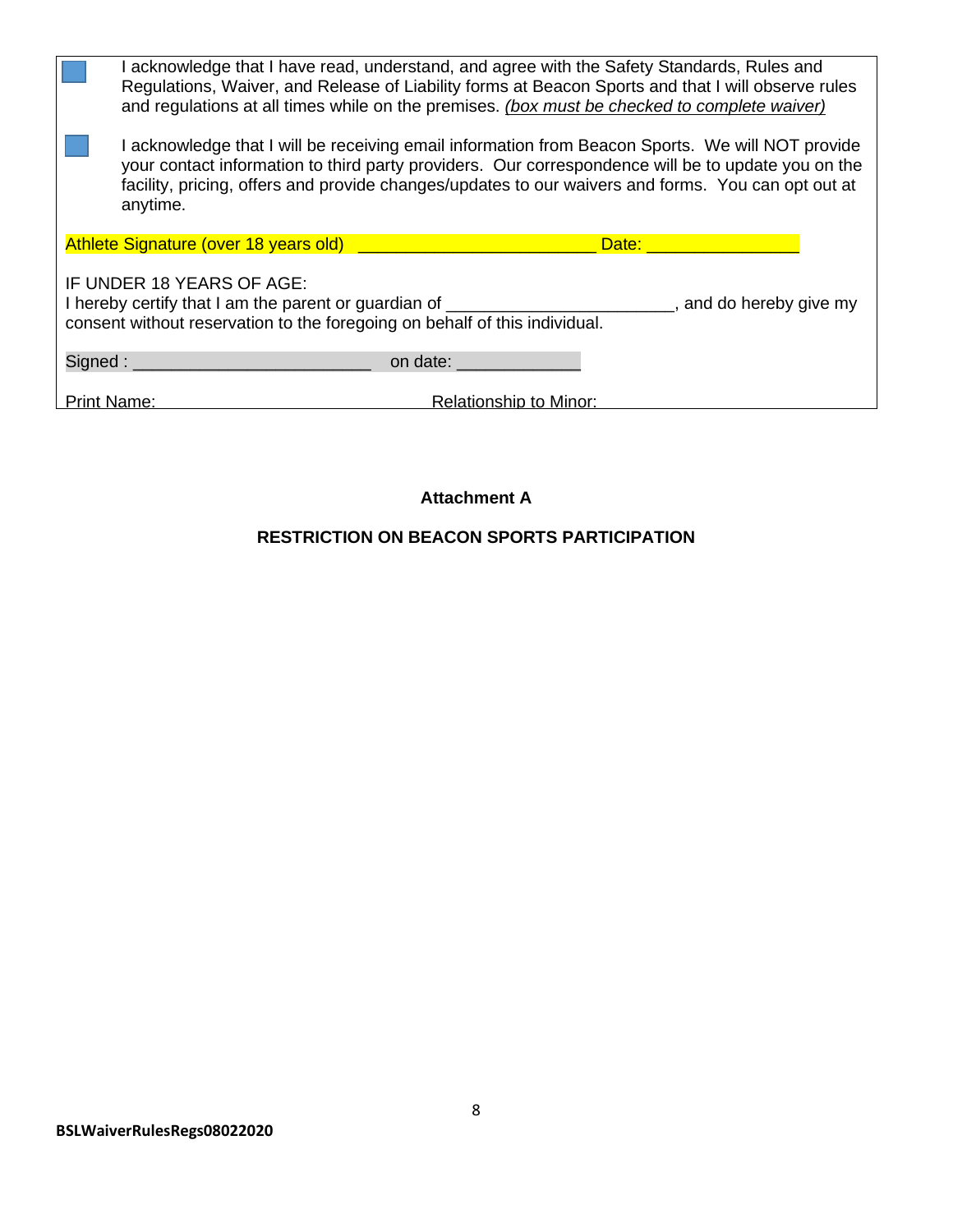☐ I acknowledge that I have read, understand, and agree with the Safety Standards, Rules and Regulations, Waiver, and Release of Liability forms at Beacon Sports and that I will observe rules and regulations at all times while on the premises. *(box must be checked to complete waiver)*

☐ I acknowledge that I will be receiving email information from Beacon Sports. We will NOT provide your contact information to third party providers. Our correspondence will be to update you on the facility, pricing, offers and provide changes/updates to our waivers and forms. You can opt out at anytime.

Athlete Signature (over 18 years old) ________________________ Date: _______________

IF UNDER 18 YEARS OF AGE:
I hereby certify that I am the parent or guardian of _______________________, and do hereby give my consent without reservation to the foregoing on behalf of this individual.

Signed : ________________________ on date: ____________

Print Name: Relationship to Minor:

**Attachment A**

**RESTRICTION ON BEACON SPORTS PARTICIPATION**